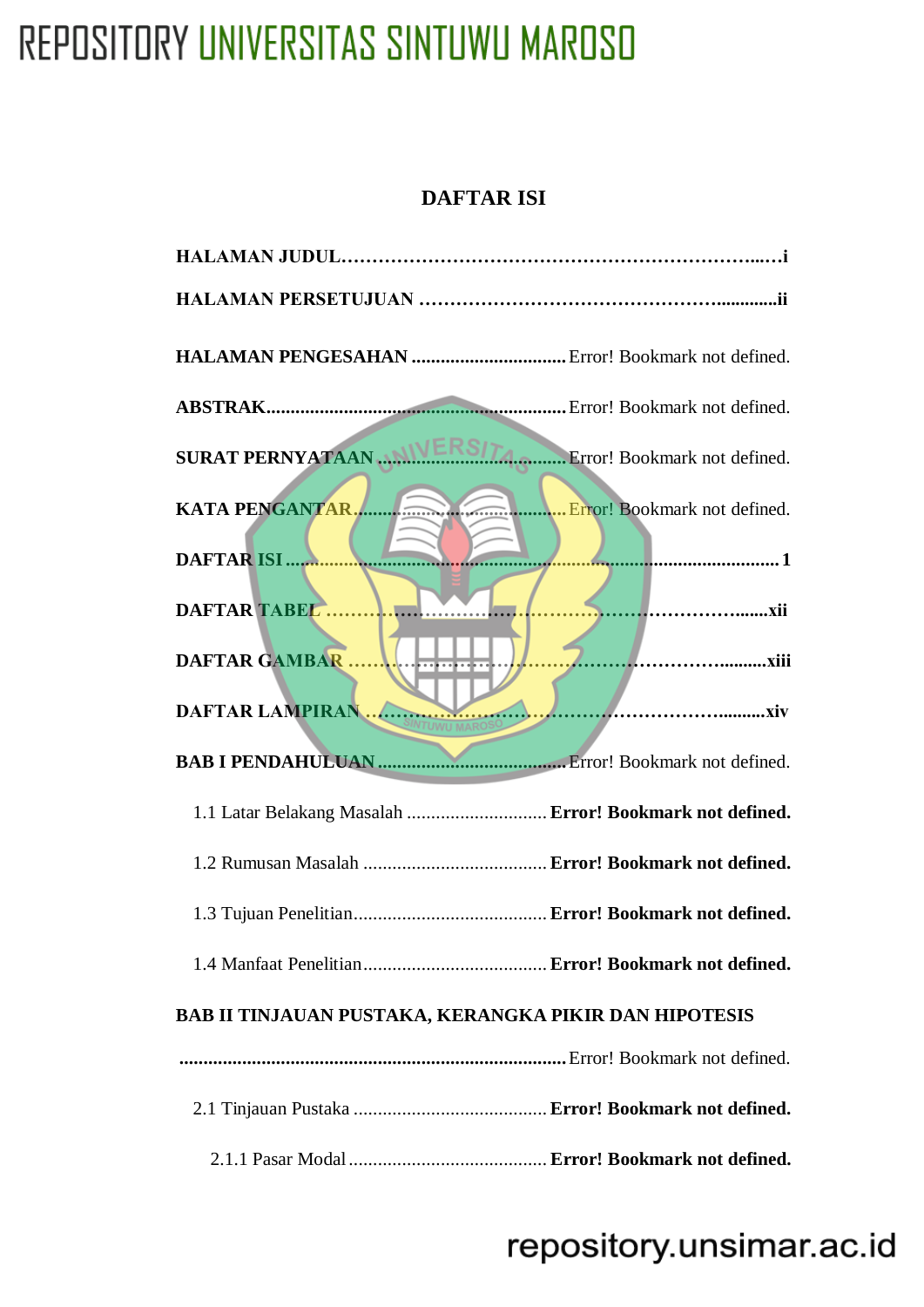# DAFTAR ISI

**HALAMAN JUDUL……………………………………………………………...…i**

**HALAMAN PERSETUJUAN ………………………………………….............ii**

**HALAMAN PENGESAHAN ................................** Error! Bookmark not defined.

**ABSTRAK..............................................................** Error! Bookmark not defined.

**SURAT PERNYATAAN ........................................** Error! Bookmark not defined.

**KATA PENGANTAR..............................................** Error! Bookmark not defined.

**DAFTAR ISI ........................................................................................................... 1**

**DAFTAR TABEL ……………………………………………………….......xii**

**DAFTAR GAMBAR ………………………………………………….........xiii**

**DAFTAR LAMPIRAN ………………………………………………….........xiv**

**BAB I PENDAHULUAN.......................................** Error! Bookmark not defined.

1.1 Latar Belakang Masalah .............................. **Error! Bookmark not defined.**

1.2 Rumusan Masalah ....................................... **Error! Bookmark not defined.**

1.3 Tujuan Penelitian......................................... **Error! Bookmark not defined.**

1.4 Manfaat Penelitian....................................... **Error! Bookmark not defined.**

**BAB II TINJAUAN PUSTAKA, KERANGKA PIKIR DAN HIPOTESIS**

**................................................................................** Error! Bookmark not defined.

2.1 Tinjauan Pustaka ......................................... **Error! Bookmark not defined.**

2.1.1 Pasar Modal .......................................... **Error! Bookmark not defined.**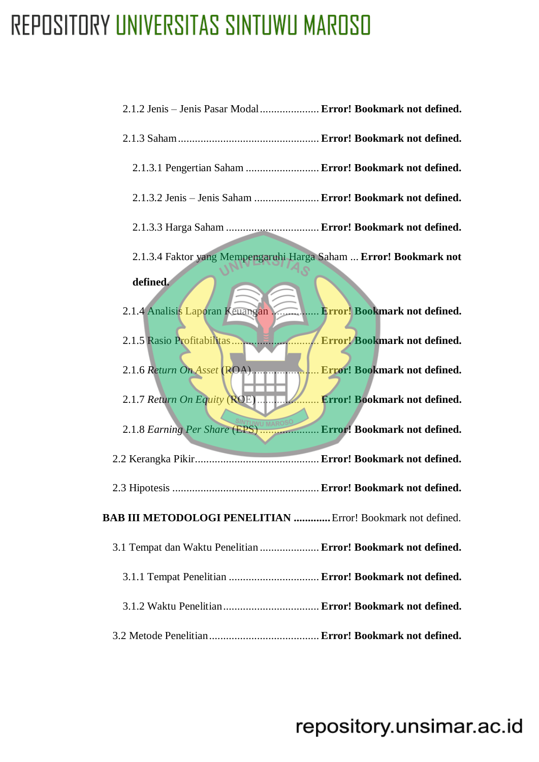2.1.2 Jenis – Jenis Pasar Modal ..................... **Error! Bookmark not defined.**

2.1.3 Saham .................................................. **Error! Bookmark not defined.**

2.1.3.1 Pengertian Saham .......................... **Error! Bookmark not defined.**

2.1.3.2 Jenis – Jenis Saham ....................... **Error! Bookmark not defined.**

2.1.3.3 Harga Saham ................................ **Error! Bookmark not defined.**

2.1.3.4 Faktor yang Mempengaruhi Harga Saham ... **Error! Bookmark not defined.**

2.1.4 Analisis Laporan Keuangan ................. **Error! Bookmark not defined.**

2.1.5 Rasio Profitabilitas ............................. **Error! Bookmark not defined.**

2.1.6 *Return On Asset* (ROA) ........................ **Error! Bookmark not defined.**

2.1.7 *Return On Equity* (ROE) ...................... **Error! Bookmark not defined.**

2.1.8 *Earning Per Share* (EPS) ..................... **Error! Bookmark not defined.**

2.2 Kerangka Pikir ............................................ **Error! Bookmark not defined.**

2.3 Hipotesis ..................................................... **Error! Bookmark not defined.**

**BAB III METODOLOGI PENELITIAN ............** Error! Bookmark not defined.

3.1 Tempat dan Waktu Penelitian ..................... **Error! Bookmark not defined.**

3.1.1 Tempat Penelitian ................................ **Error! Bookmark not defined.**

3.1.2 Waktu Penelitian .................................. **Error! Bookmark not defined.**

3.2 Metode Penelitian ....................................... **Error! Bookmark not defined.**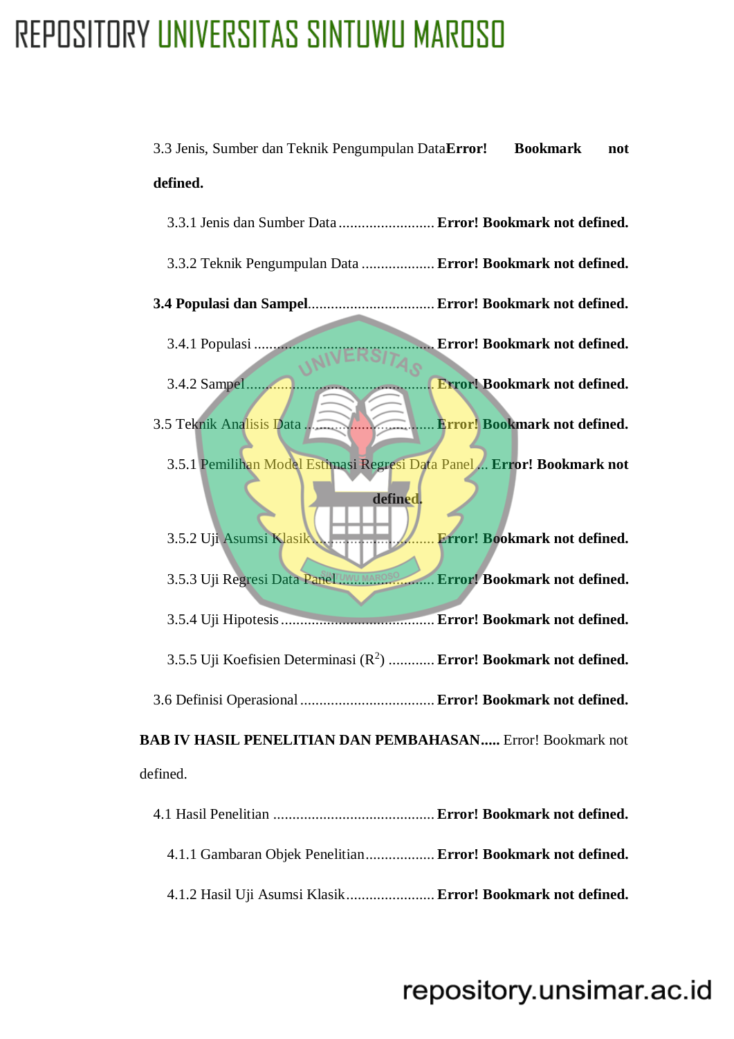3.3 Jenis, Sumber dan Teknik Pengumpulan Data **Error! Bookmark not defined.**

3.3.1 Jenis dan Sumber Data ......................... **Error! Bookmark not defined.**

3.3.2 Teknik Pengumpulan Data ................... **Error! Bookmark not defined.**

**3.4 Populasi dan Sampel**................................. **Error! Bookmark not defined.**

3.4.1 Populasi ............................................... **Error! Bookmark not defined.**

3.4.2 Sampel .................................................. **Error! Bookmark not defined.**

3.5 Teknik Analisis Data .................................. **Error! Bookmark not defined.**

3.5.1 Pemilihan Model Estimasi Regresi Data Panel ... **Error! Bookmark not defined.**

3.5.2 Uji Asumsi Klasik ................................ **Error! Bookmark not defined.**

3.5.3 Uji Regresi Data Panel ......................... **Error! Bookmark not defined.**

3.5.4 Uji Hipotesis ........................................ **Error! Bookmark not defined.**

3.5.5 Uji Koefisien Determinasi ($R^2$) ............ **Error! Bookmark not defined.**

3.6 Definisi Operasional ................................... **Error! Bookmark not defined.**

**BAB IV HASIL PENELITIAN DAN PEMBAHASAN.....** Error! Bookmark not defined.

4.1 Hasil Penelitian ........................................... **Error! Bookmark not defined.**

4.1.1 Gambaran Objek Penelitian.................. **Error! Bookmark not defined.**

4.1.2 Hasil Uji Asumsi Klasik....................... **Error! Bookmark not defined.**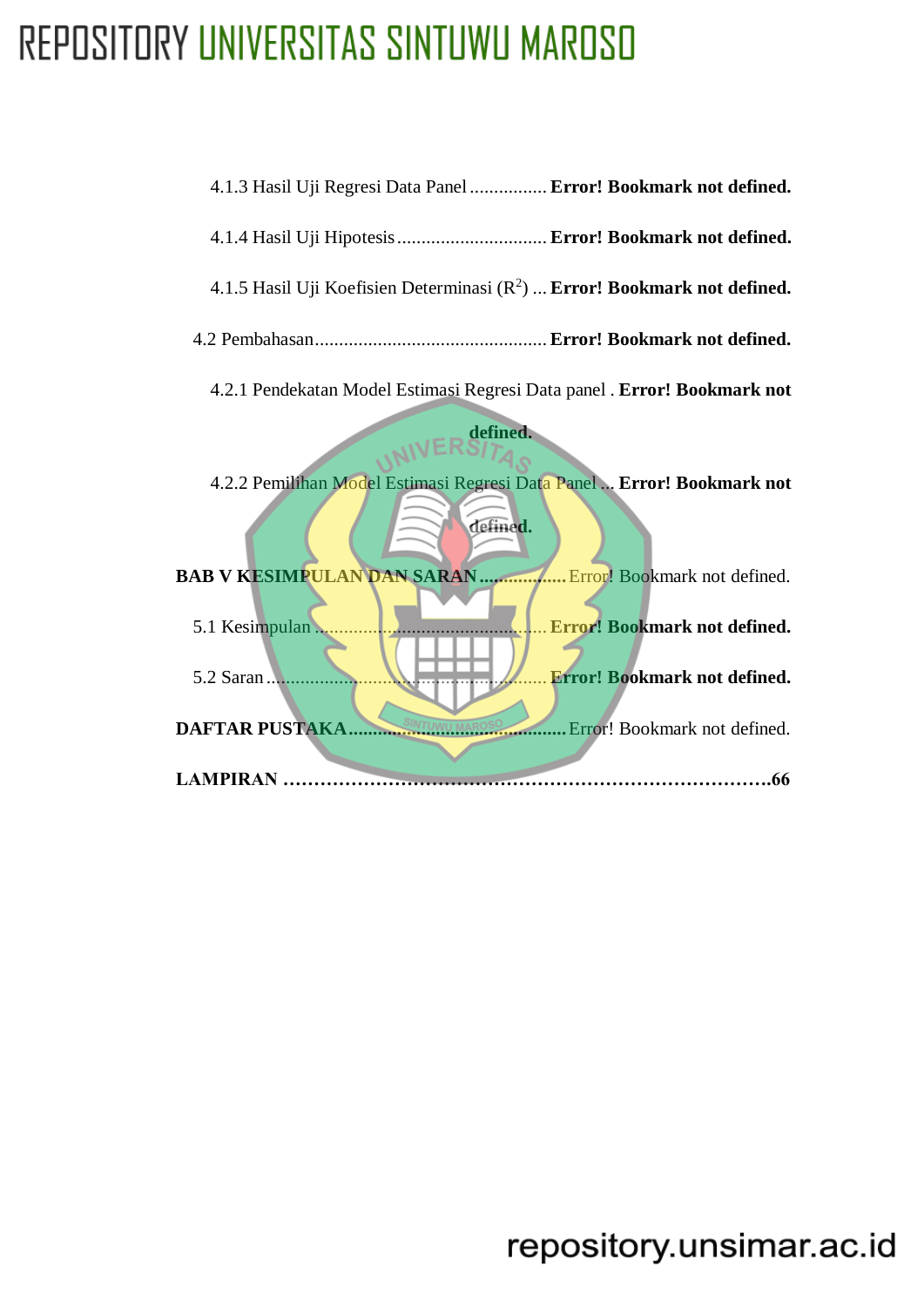4.1.3 Hasil Uji Regresi Data Panel ................ **Error! Bookmark not defined.**

4.1.4 Hasil Uji Hipotesis ............................... **Error! Bookmark not defined.**

4.1.5 Hasil Uji Koefisien Determinasi ($R^2$) ... **Error! Bookmark not defined.**

4.2 Pembahasan ................................................ **Error! Bookmark not defined.**

4.2.1 Pendekatan Model Estimasi Regresi Data panel . **Error! Bookmark not defined.**

4.2.2 Pemilihan Model Estimasi Regresi Data Panel ... **Error! Bookmark not defined.**

**BAB V KESIMPULAN DAN SARAN** .................. Error! Bookmark not defined.

5.1 Kesimpulan ................................................ **Error! Bookmark not defined.**

5.2 Saran ........................................................ **Error! Bookmark not defined.**

**DAFTAR PUSTAKA** .......................................... Error! Bookmark not defined.

**LAMPIRAN ……………………………………………………………………….66**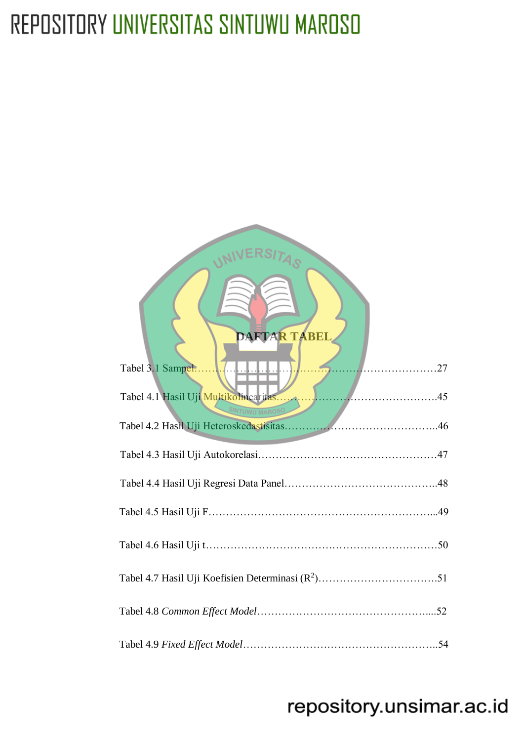# DAFTAR TABEL

Tabel 3.1 Sampel……………………………………………………………….27

Tabel 4.1 Hasil Uji Multikolinearitas……………………………………….45

Tabel 4.2 Hasil Uji Heteroskedastisitas……………………………………..46

Tabel 4.3 Hasil Uji Autokorelasi……………………………………………47

Tabel 4.4 Hasil Uji Regresi Data Panel……………………………………..48

Tabel 4.5 Hasil Uji F………………………………………………………...49

Tabel 4.6 Hasil Uji t…………………………………………………………50

Tabel 4.7 Hasil Uji Koefisien Determinasi ($R^2$)…………………………….51

Tabel 4.8 *Common Effect Model*………………………………………….....52

Tabel 4.9 *Fixed Effect Model*………………………………………………..54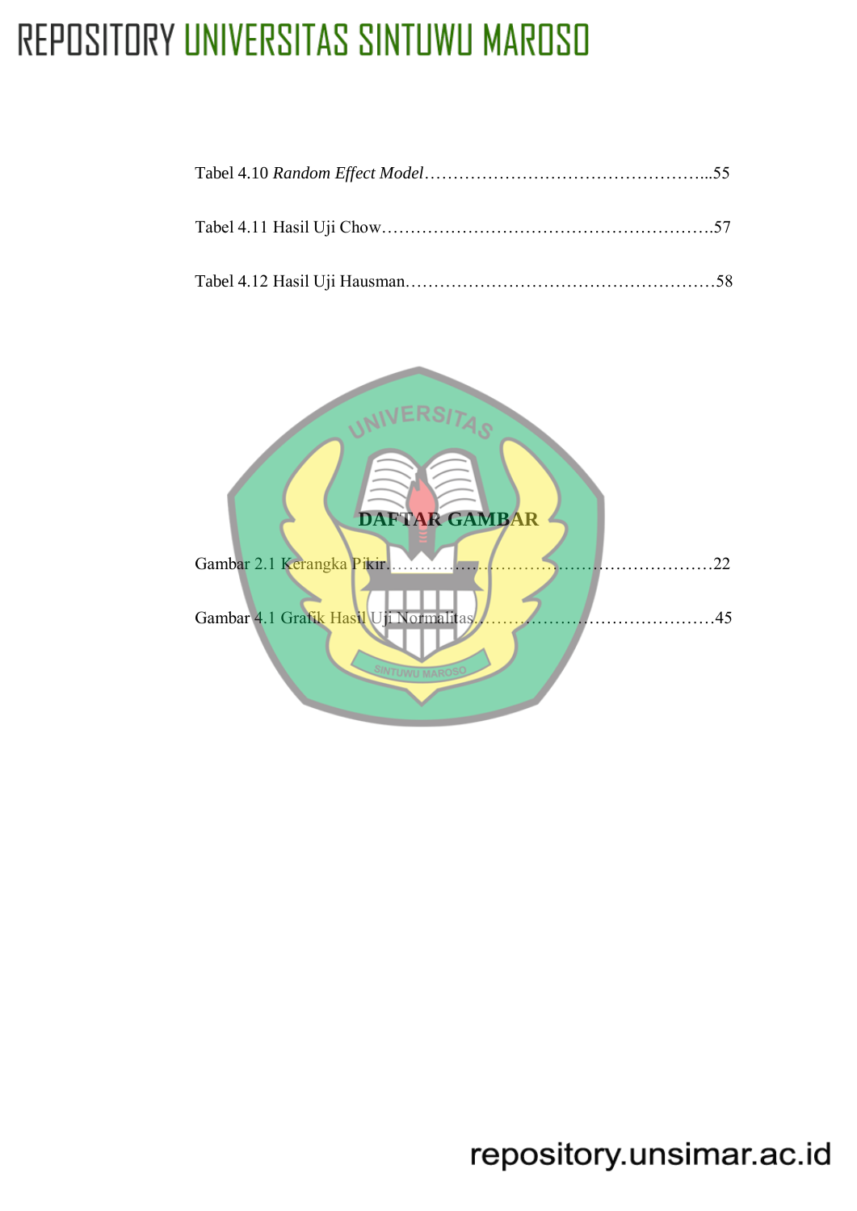Tabel 4.10 *Random Effect Model*…………………………………………...55

Tabel 4.11 Hasil Uji Chow……………………………………………….57

Tabel 4.12 Hasil Uji Hausman………………………………………………58

## DAFTAR GAMBAR

Gambar 2.1 Kerangka Pikir…………………………………………………22

Gambar 4.1 Grafik Hasil Uji Normalitas……………………………………45